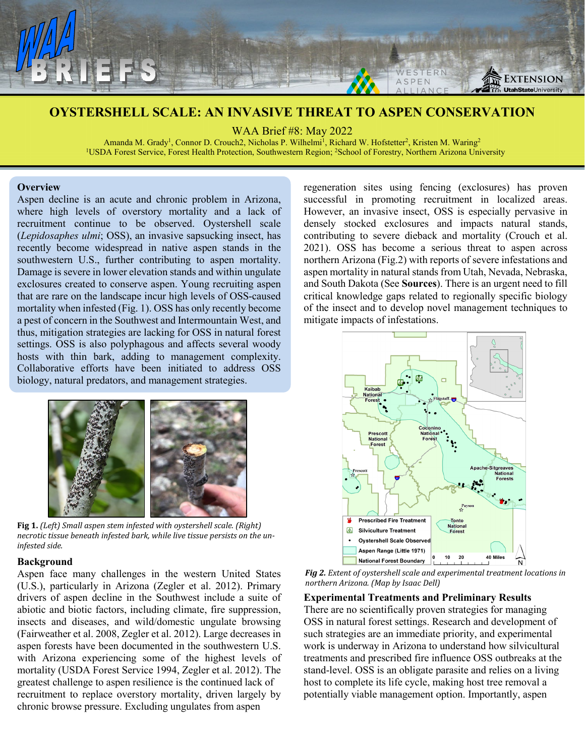# OYSTERSHELL SCALE: AN INVASIVE THREAT TO ASPEN CONSERVATION

WAA Brief #8: May 2022

Amanda M. Grady[1], Connor D. Crouch2, Nicholas P. Wilhelmi[1], Richard W. Hofstetter[2], Kristen M. Waring[2]

[1]USDA Forest Service, Forest Health Protection, Southwestern Region; [2]School of Forestry, Northern Arizona University

## Overview

Aspen decline is an acute and chronic problem in Arizona, where high levels of overstory mortality and a lack of recruitment continue to be observed. Oystershell scale (*Lepidosaphes ulmi*; OSS), an invasive sapsucking insect, has recently become widespread in native aspen stands in the southwestern U.S., further contributing to aspen mortality. Damage is severe in lower elevation stands and within ungulate exclosures created to conserve aspen. Young recruiting aspen that are rare on the landscape incur high levels of OSS-caused mortality when infested (Fig. 1). OSS has only recently become a pest of concern in the Southwest and Intermountain West, and thus, mitigation strategies are lacking for OSS in natural forest settings. OSS is also polyphagous and affects several woody hosts with thin bark, adding to management complexity. Collaborative efforts have been initiated to address OSS biology, natural predators, and management strategies.

**Fig 1.** *(Left) Small aspen stem infested with oystershell scale. (Right) necrotic tissue beneath infested bark, while live tissue persists on the un-infested side.*

## Background

Aspen face many challenges in the western United States (U.S.), particularly in Arizona (Zegler et al. 2012). Primary drivers of aspen decline in the Southwest include a suite of abiotic and biotic factors, including climate, fire suppression, insects and diseases, and wild/domestic ungulate browsing (Fairweather et al. 2008, Zegler et al. 2012). Large decreases in aspen forests have been documented in the southwestern U.S. with Arizona experiencing some of the highest levels of mortality (USDA Forest Service 1994, Zegler et al. 2012). The greatest challenge to aspen resilience is the continued lack of recruitment to replace overstory mortality, driven largely by chronic browse pressure. Excluding ungulates from aspen regeneration sites using fencing (exclosures) has proven successful in promoting recruitment in localized areas. However, an invasive insect, OSS is especially pervasive in densely stocked exclosures and impacts natural stands, contributing to severe dieback and mortality (Crouch et al. 2021). OSS has become a serious threat to aspen across northern Arizona (Fig.2) with reports of severe infestations and aspen mortality in natural stands from Utah, Nevada, Nebraska, and South Dakota (See **Sources**). There is an urgent need to fill critical knowledge gaps related to regionally specific biology of the insect and to develop novel management techniques to mitigate impacts of infestations.

*Fig 2. Extent of oystershell scale and experimental treatment locations in northern Arizona. (Map by Isaac Dell)*

## Experimental Treatments and Preliminary Results

There are no scientifically proven strategies for managing OSS in natural forest settings. Research and development of such strategies are an immediate priority, and experimental work is underway in Arizona to understand how silvicultural treatments and prescribed fire influence OSS outbreaks at the stand-level. OSS is an obligate parasite and relies on a living host to complete its life cycle, making host tree removal a potentially viable management option. Importantly, aspen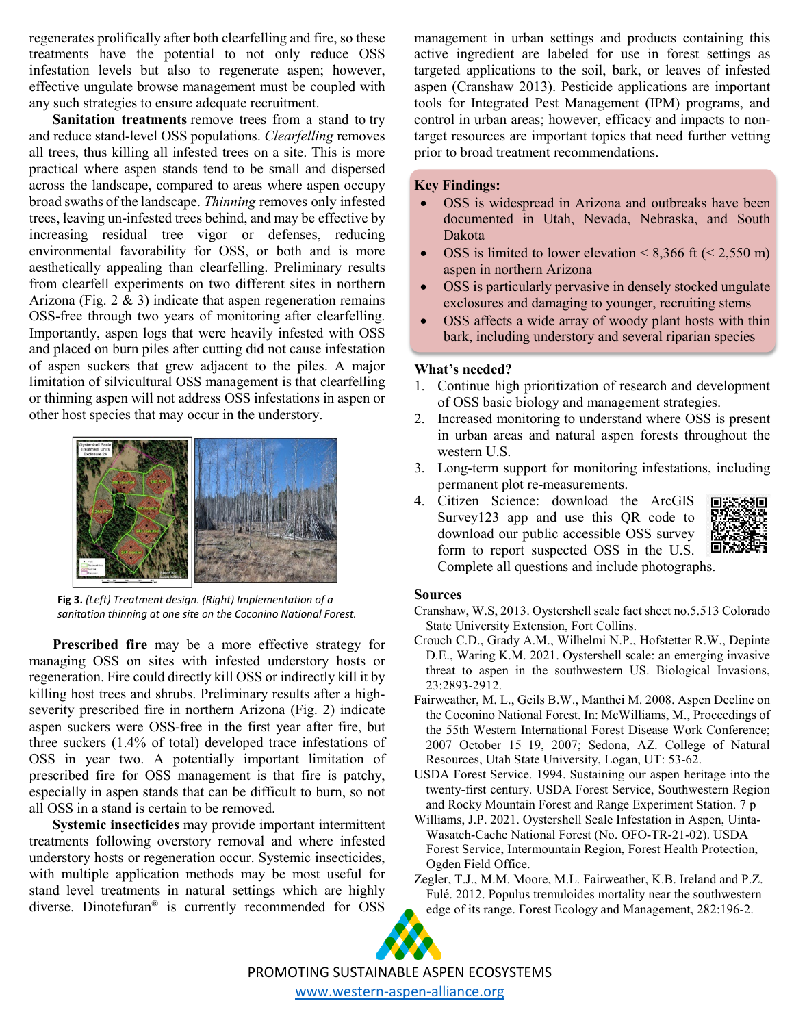regenerates prolifically after both clearfelling and fire, so these treatments have the potential to not only reduce OSS infestation levels but also to regenerate aspen; however, effective ungulate browse management must be coupled with any such strategies to ensure adequate recruitment.

**Sanitation treatments** remove trees from a stand to try and reduce stand-level OSS populations. *Clearfelling* removes all trees, thus killing all infested trees on a site. This is more practical where aspen stands tend to be small and dispersed across the landscape, compared to areas where aspen occupy broad swaths of the landscape. *Thinning* removes only infested trees, leaving un-infested trees behind, and may be effective by increasing residual tree vigor or defenses, reducing environmental favorability for OSS, or both and is more aesthetically appealing than clearfelling. Preliminary results from clearfell experiments on two different sites in northern Arizona (Fig. 2 & 3) indicate that aspen regeneration remains OSS-free through two years of monitoring after clearfelling. Importantly, aspen logs that were heavily infested with OSS and placed on burn piles after cutting did not cause infestation of aspen suckers that grew adjacent to the piles. A major limitation of silvicultural OSS management is that clearfelling or thinning aspen will not address OSS infestations in aspen or other host species that may occur in the understory.

**Fig 3.** *(Left) Treatment design. (Right) Implementation of a sanitation thinning at one site on the Coconino National Forest.*

**Prescribed fire** may be a more effective strategy for managing OSS on sites with infested understory hosts or regeneration. Fire could directly kill OSS or indirectly kill it by killing host trees and shrubs. Preliminary results after a high-severity prescribed fire in northern Arizona (Fig. 2) indicate aspen suckers were OSS-free in the first year after fire, but three suckers (1.4% of total) developed trace infestations of OSS in year two. A potentially important limitation of prescribed fire for OSS management is that fire is patchy, especially in aspen stands that can be difficult to burn, so not all OSS in a stand is certain to be removed.

**Systemic insecticides** may provide important intermittent treatments following overstory removal and where infested understory hosts or regeneration occur. Systemic insecticides, with multiple application methods may be most useful for stand level treatments in natural settings which are highly diverse. Dinotefuran® is currently recommended for OSS management in urban settings and products containing this active ingredient are labeled for use in forest settings as targeted applications to the soil, bark, or leaves of infested aspen (Cranshaw 2013). Pesticide applications are important tools for Integrated Pest Management (IPM) programs, and control in urban areas; however, efficacy and impacts to non-target resources are important topics that need further vetting prior to broad treatment recommendations.

**Key Findings:**

- OSS is widespread in Arizona and outbreaks have been documented in Utah, Nevada, Nebraska, and South Dakota
- OSS is limited to lower elevation < 8,366 ft (< 2,550 m) aspen in northern Arizona
- OSS is particularly pervasive in densely stocked ungulate exclosures and damaging to younger, recruiting stems
- OSS affects a wide array of woody plant hosts with thin bark, including understory and several riparian species

**What's needed?**

1. Continue high prioritization of research and development of OSS basic biology and management strategies.
2. Increased monitoring to understand where OSS is present in urban areas and natural aspen forests throughout the western U.S.
3. Long-term support for monitoring infestations, including permanent plot re-measurements.
4. Citizen Science: download the ArcGIS Survey123 app and use this QR code to download our public accessible OSS survey form to report suspected OSS in the U.S. Complete all questions and include photographs.

**Sources**

Cranshaw, W.S, 2013. Oystershell scale fact sheet no.5.513 Colorado State University Extension, Fort Collins.

Crouch C.D., Grady A.M., Wilhelmi N.P., Hofstetter R.W., Depinte D.E., Waring K.M. 2021. Oystershell scale: an emerging invasive threat to aspen in the southwestern US. Biological Invasions, 23:2893-2912.

Fairweather, M. L., Geils B.W., Manthei M. 2008. Aspen Decline on the Coconino National Forest. In: McWilliams, M., Proceedings of the 55th Western International Forest Disease Work Conference; 2007 October 15–19, 2007; Sedona, AZ. College of Natural Resources, Utah State University, Logan, UT: 53-62.

USDA Forest Service. 1994. Sustaining our aspen heritage into the twenty-first century. USDA Forest Service, Southwestern Region and Rocky Mountain Forest and Range Experiment Station. 7 p

Williams, J.P. 2021. Oystershell Scale Infestation in Aspen, Uinta-Wasatch-Cache National Forest (No. OFO-TR-21-02). USDA Forest Service, Intermountain Region, Forest Health Protection, Ogden Field Office.

Zegler, T.J., M.M. Moore, M.L. Fairweather, K.B. Ireland and P.Z. Fulé. 2012. Populus tremuloides mortality near the southwestern edge of its range. Forest Ecology and Management, 282:196-2.

PROMOTING SUSTAINABLE ASPEN ECOSYSTEMS

www.western-aspen-alliance.org